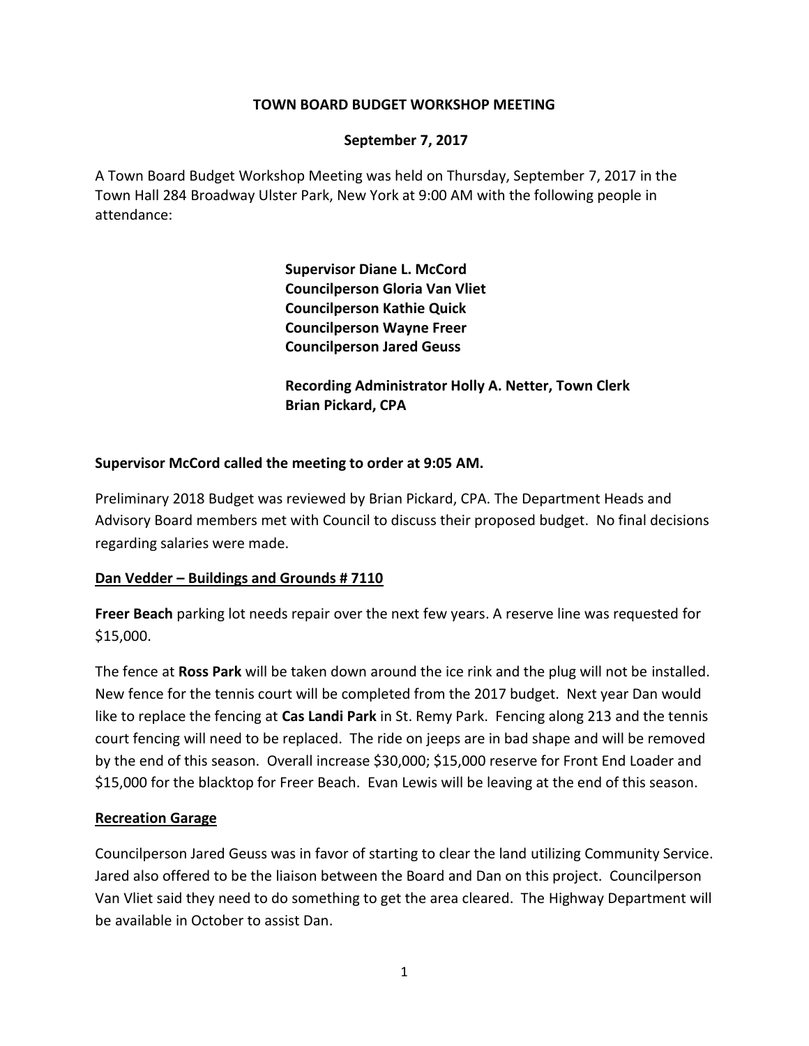# TOWN BOARD BUDGET WORKSHOP MEETING

## September 7, 2017

A Town Board Budget Workshop Meeting was held on Thursday, September 7, 2017 in the Town Hall 284 Broadway Ulster Park, New York at 9:00 AM with the following people in attendance:

**Supervisor Diane L. McCord**
**Councilperson Gloria Van Vliet**
**Councilperson Kathie Quick**
**Councilperson Wayne Freer**
**Councilperson Jared Geuss**

**Recording Administrator Holly A. Netter, Town Clerk**
**Brian Pickard, CPA**

**Supervisor McCord called the meeting to order at 9:05 AM.**

Preliminary 2018 Budget was reviewed by Brian Pickard, CPA. The Department Heads and Advisory Board members met with Council to discuss their proposed budget. No final decisions regarding salaries were made.

**Dan Vedder – Buildings and Grounds # 7110**

**Freer Beach** parking lot needs repair over the next few years. A reserve line was requested for $15,000.

The fence at **Ross Park** will be taken down around the ice rink and the plug will not be installed. New fence for the tennis court will be completed from the 2017 budget. Next year Dan would like to replace the fencing at **Cas Landi Park** in St. Remy Park. Fencing along 213 and the tennis court fencing will need to be replaced. The ride on jeeps are in bad shape and will be removed by the end of this season. Overall increase $30,000; $15,000 reserve for Front End Loader and $15,000 for the blacktop for Freer Beach. Evan Lewis will be leaving at the end of this season.

**Recreation Garage**

Councilperson Jared Geuss was in favor of starting to clear the land utilizing Community Service. Jared also offered to be the liaison between the Board and Dan on this project. Councilperson Van Vliet said they need to do something to get the area cleared. The Highway Department will be available in October to assist Dan.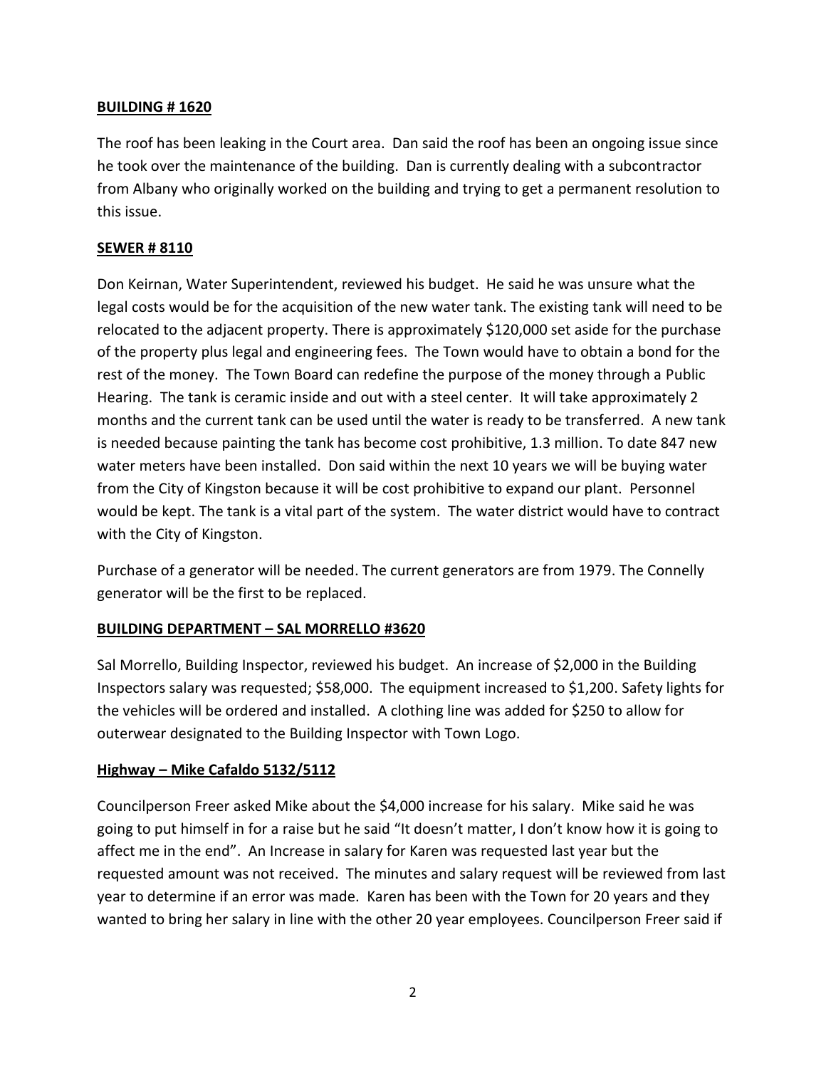**BUILDING # 1620**

The roof has been leaking in the Court area. Dan said the roof has been an ongoing issue since he took over the maintenance of the building. Dan is currently dealing with a subcontractor from Albany who originally worked on the building and trying to get a permanent resolution to this issue.

**SEWER # 8110**

Don Keirnan, Water Superintendent, reviewed his budget. He said he was unsure what the legal costs would be for the acquisition of the new water tank. The existing tank will need to be relocated to the adjacent property. There is approximately $120,000 set aside for the purchase of the property plus legal and engineering fees. The Town would have to obtain a bond for the rest of the money. The Town Board can redefine the purpose of the money through a Public Hearing. The tank is ceramic inside and out with a steel center. It will take approximately 2 months and the current tank can be used until the water is ready to be transferred. A new tank is needed because painting the tank has become cost prohibitive, 1.3 million. To date 847 new water meters have been installed. Don said within the next 10 years we will be buying water from the City of Kingston because it will be cost prohibitive to expand our plant. Personnel would be kept. The tank is a vital part of the system. The water district would have to contract with the City of Kingston.

Purchase of a generator will be needed. The current generators are from 1979. The Connelly generator will be the first to be replaced.

**BUILDING DEPARTMENT – SAL MORRELLO #3620**

Sal Morrello, Building Inspector, reviewed his budget. An increase of $2,000 in the Building Inspectors salary was requested; $58,000. The equipment increased to $1,200. Safety lights for the vehicles will be ordered and installed. A clothing line was added for $250 to allow for outerwear designated to the Building Inspector with Town Logo.

**Highway – Mike Cafaldo 5132/5112**

Councilperson Freer asked Mike about the $4,000 increase for his salary. Mike said he was going to put himself in for a raise but he said "It doesn't matter, I don't know how it is going to affect me in the end". An Increase in salary for Karen was requested last year but the requested amount was not received. The minutes and salary request will be reviewed from last year to determine if an error was made. Karen has been with the Town for 20 years and they wanted to bring her salary in line with the other 20 year employees. Councilperson Freer said if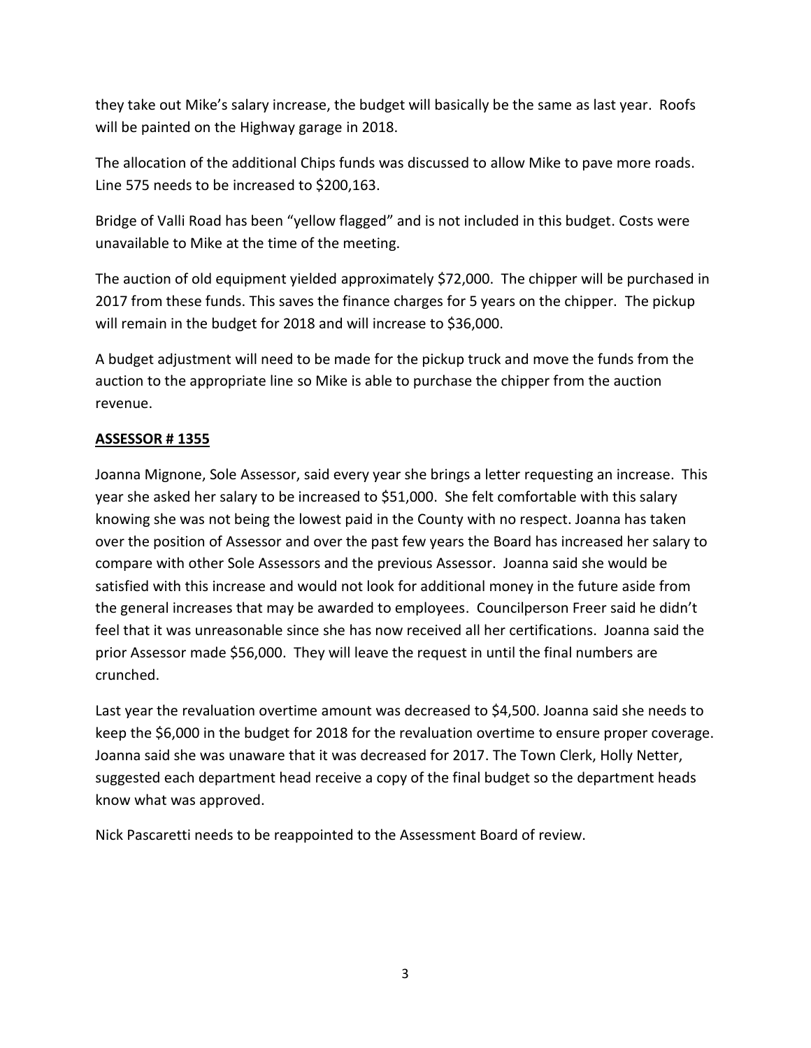they take out Mike's salary increase, the budget will basically be the same as last year. Roofs will be painted on the Highway garage in 2018.

The allocation of the additional Chips funds was discussed to allow Mike to pave more roads. Line 575 needs to be increased to $200,163.

Bridge of Valli Road has been "yellow flagged" and is not included in this budget. Costs were unavailable to Mike at the time of the meeting.

The auction of old equipment yielded approximately $72,000. The chipper will be purchased in 2017 from these funds. This saves the finance charges for 5 years on the chipper. The pickup will remain in the budget for 2018 and will increase to $36,000.

A budget adjustment will need to be made for the pickup truck and move the funds from the auction to the appropriate line so Mike is able to purchase the chipper from the auction revenue.

**ASSESSOR # 1355**

Joanna Mignone, Sole Assessor, said every year she brings a letter requesting an increase. This year she asked her salary to be increased to $51,000. She felt comfortable with this salary knowing she was not being the lowest paid in the County with no respect. Joanna has taken over the position of Assessor and over the past few years the Board has increased her salary to compare with other Sole Assessors and the previous Assessor. Joanna said she would be satisfied with this increase and would not look for additional money in the future aside from the general increases that may be awarded to employees. Councilperson Freer said he didn't feel that it was unreasonable since she has now received all her certifications. Joanna said the prior Assessor made $56,000. They will leave the request in until the final numbers are crunched.

Last year the revaluation overtime amount was decreased to $4,500. Joanna said she needs to keep the $6,000 in the budget for 2018 for the revaluation overtime to ensure proper coverage. Joanna said she was unaware that it was decreased for 2017. The Town Clerk, Holly Netter, suggested each department head receive a copy of the final budget so the department heads know what was approved.

Nick Pascaretti needs to be reappointed to the Assessment Board of review.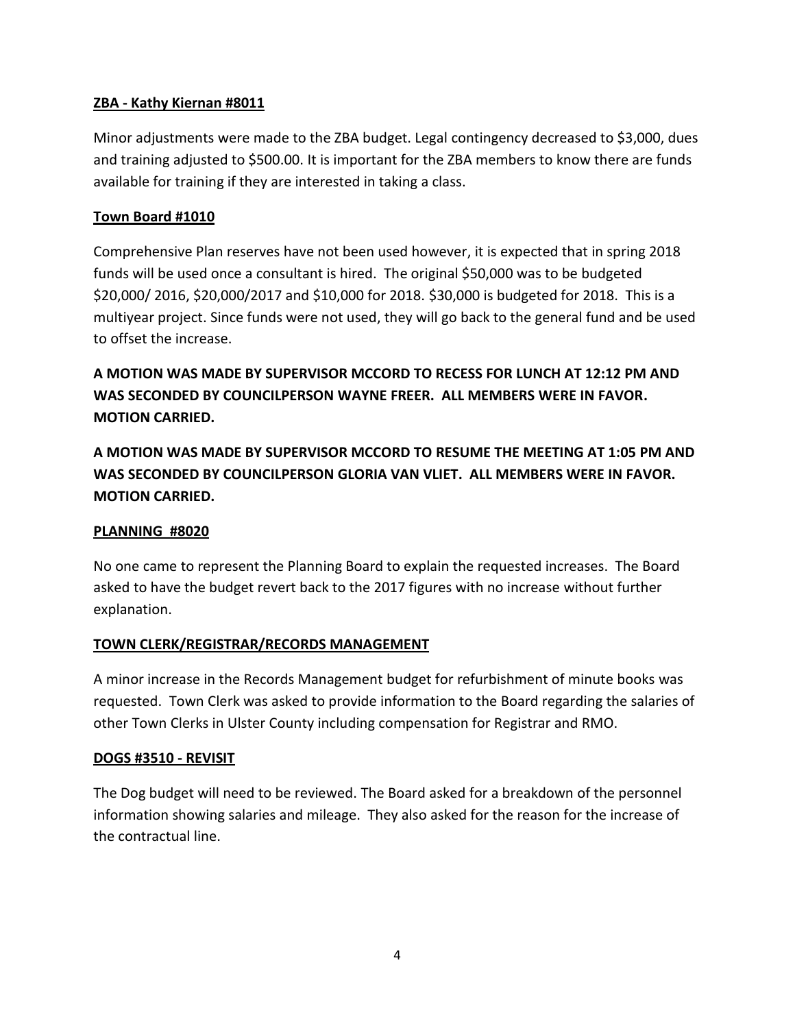**ZBA - Kathy Kiernan #8011**

Minor adjustments were made to the ZBA budget. Legal contingency decreased to $3,000, dues and training adjusted to $500.00. It is important for the ZBA members to know there are funds available for training if they are interested in taking a class.

**Town Board #1010**

Comprehensive Plan reserves have not been used however, it is expected that in spring 2018 funds will be used once a consultant is hired. The original $50,000 was to be budgeted $20,000/ 2016, $20,000/2017 and $10,000 for 2018. $30,000 is budgeted for 2018. This is a multiyear project. Since funds were not used, they will go back to the general fund and be used to offset the increase.

**A MOTION WAS MADE BY SUPERVISOR MCCORD TO RECESS FOR LUNCH AT 12:12 PM AND WAS SECONDED BY COUNCILPERSON WAYNE FREER. ALL MEMBERS WERE IN FAVOR. MOTION CARRIED.**

**A MOTION WAS MADE BY SUPERVISOR MCCORD TO RESUME THE MEETING AT 1:05 PM AND WAS SECONDED BY COUNCILPERSON GLORIA VAN VLIET. ALL MEMBERS WERE IN FAVOR. MOTION CARRIED.**

**PLANNING #8020**

No one came to represent the Planning Board to explain the requested increases. The Board asked to have the budget revert back to the 2017 figures with no increase without further explanation.

**TOWN CLERK/REGISTRAR/RECORDS MANAGEMENT**

A minor increase in the Records Management budget for refurbishment of minute books was requested. Town Clerk was asked to provide information to the Board regarding the salaries of other Town Clerks in Ulster County including compensation for Registrar and RMO.

**DOGS #3510 - REVISIT**

The Dog budget will need to be reviewed. The Board asked for a breakdown of the personnel information showing salaries and mileage. They also asked for the reason for the increase of the contractual line.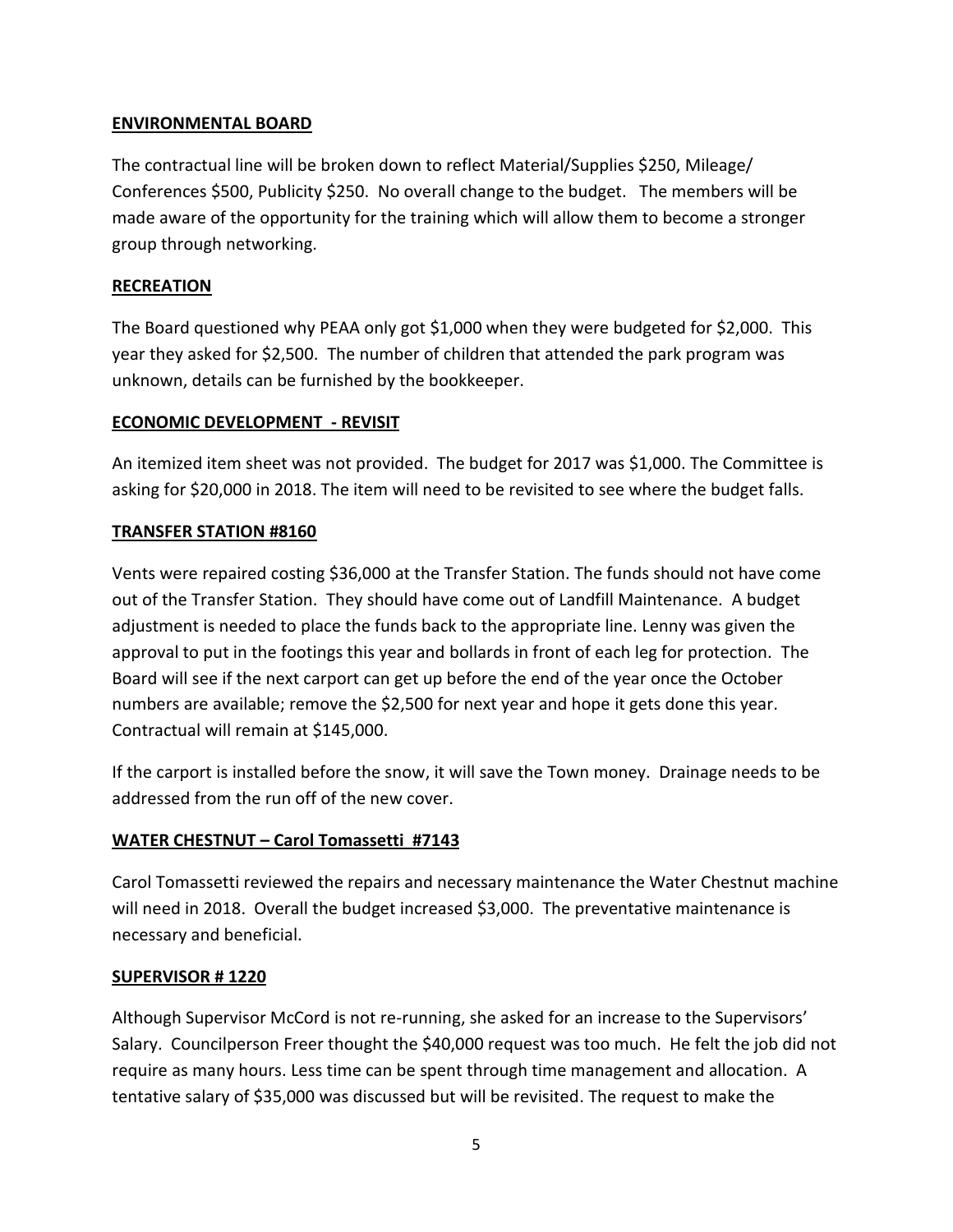**ENVIRONMENTAL BOARD**

The contractual line will be broken down to reflect Material/Supplies $250, Mileage/ Conferences $500, Publicity $250. No overall change to the budget. The members will be made aware of the opportunity for the training which will allow them to become a stronger group through networking.

**RECREATION**

The Board questioned why PEAA only got $1,000 when they were budgeted for $2,000. This year they asked for $2,500. The number of children that attended the park program was unknown, details can be furnished by the bookkeeper.

**ECONOMIC DEVELOPMENT - REVISIT**

An itemized item sheet was not provided. The budget for 2017 was $1,000. The Committee is asking for $20,000 in 2018. The item will need to be revisited to see where the budget falls.

**TRANSFER STATION #8160**

Vents were repaired costing $36,000 at the Transfer Station. The funds should not have come out of the Transfer Station. They should have come out of Landfill Maintenance. A budget adjustment is needed to place the funds back to the appropriate line. Lenny was given the approval to put in the footings this year and bollards in front of each leg for protection. The Board will see if the next carport can get up before the end of the year once the October numbers are available; remove the $2,500 for next year and hope it gets done this year. Contractual will remain at $145,000.

If the carport is installed before the snow, it will save the Town money. Drainage needs to be addressed from the run off of the new cover.

**WATER CHESTNUT – Carol Tomassetti #7143**

Carol Tomassetti reviewed the repairs and necessary maintenance the Water Chestnut machine will need in 2018. Overall the budget increased $3,000. The preventative maintenance is necessary and beneficial.

**SUPERVISOR # 1220**

Although Supervisor McCord is not re-running, she asked for an increase to the Supervisors' Salary. Councilperson Freer thought the $40,000 request was too much. He felt the job did not require as many hours. Less time can be spent through time management and allocation. A tentative salary of $35,000 was discussed but will be revisited. The request to make the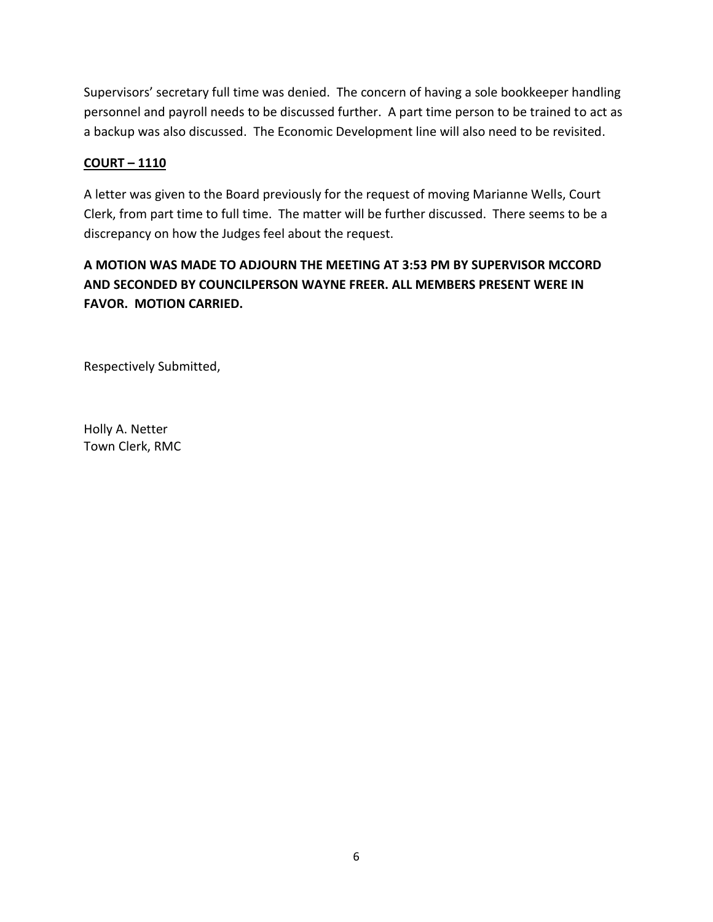Supervisors' secretary full time was denied. The concern of having a sole bookkeeper handling personnel and payroll needs to be discussed further. A part time person to be trained to act as a backup was also discussed. The Economic Development line will also need to be revisited.

**COURT – 1110**

A letter was given to the Board previously for the request of moving Marianne Wells, Court Clerk, from part time to full time. The matter will be further discussed. There seems to be a discrepancy on how the Judges feel about the request.

**A MOTION WAS MADE TO ADJOURN THE MEETING AT 3:53 PM BY SUPERVISOR MCCORD AND SECONDED BY COUNCILPERSON WAYNE FREER. ALL MEMBERS PRESENT WERE IN FAVOR. MOTION CARRIED.**

Respectively Submitted,

Holly A. Netter
Town Clerk, RMC